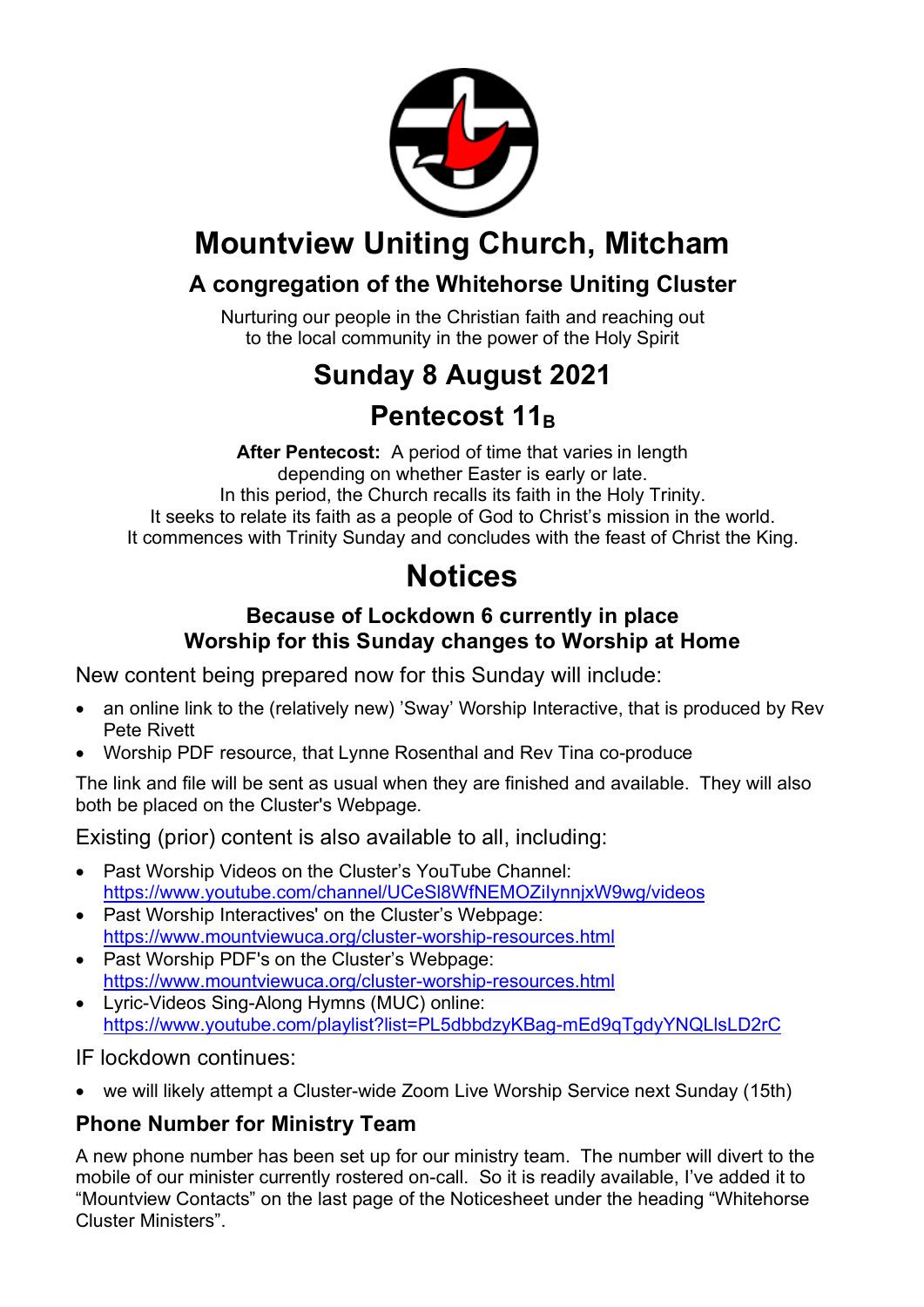# Mountview Uniting Church, Mitcham

## A congregation of the Whitehorse Uniting Cluster

Nurturing our people in the Christian faith and reaching out
to the local community in the power of the Holy Spirit

# Sunday 8 August 2021

## Pentecost $11_B$

**After Pentecost:** A period of time that varies in length depending on whether Easter is early or late. In this period, the Church recalls its faith in the Holy Trinity. It seeks to relate its faith as a people of God to Christ's mission in the world. It commences with Trinity Sunday and concludes with the feast of Christ the King.

# Notices

### Because of Lockdown 6 currently in place Worship for this Sunday changes to Worship at Home

New content being prepared now for this Sunday will include:

- an online link to the (relatively new) 'Sway' Worship Interactive, that is produced by Rev Pete Rivett
- Worship PDF resource, that Lynne Rosenthal and Rev Tina co-produce

The link and file will be sent as usual when they are finished and available. They will also both be placed on the Cluster's Webpage.

Existing (prior) content is also available to all, including:

- Past Worship Videos on the Cluster's YouTube Channel: https://www.youtube.com/channel/UCeSl8WfNEMOZiIynnjxW9wg/videos
- Past Worship Interactives' on the Cluster's Webpage: https://www.mountviewuca.org/cluster-worship-resources.html
- Past Worship PDF's on the Cluster's Webpage: https://www.mountviewuca.org/cluster-worship-resources.html
- Lyric-Videos Sing-Along Hymns (MUC) online: https://www.youtube.com/playlist?list=PL5dbbdzyKBag-mEd9qTgdyYNQLlsLD2rC

IF lockdown continues:

- we will likely attempt a Cluster-wide Zoom Live Worship Service next Sunday (15th)

### Phone Number for Ministry Team

A new phone number has been set up for our ministry team. The number will divert to the mobile of our minister currently rostered on-call. So it is readily available, I've added it to "Mountview Contacts" on the last page of the Noticesheet under the heading "Whitehorse Cluster Ministers".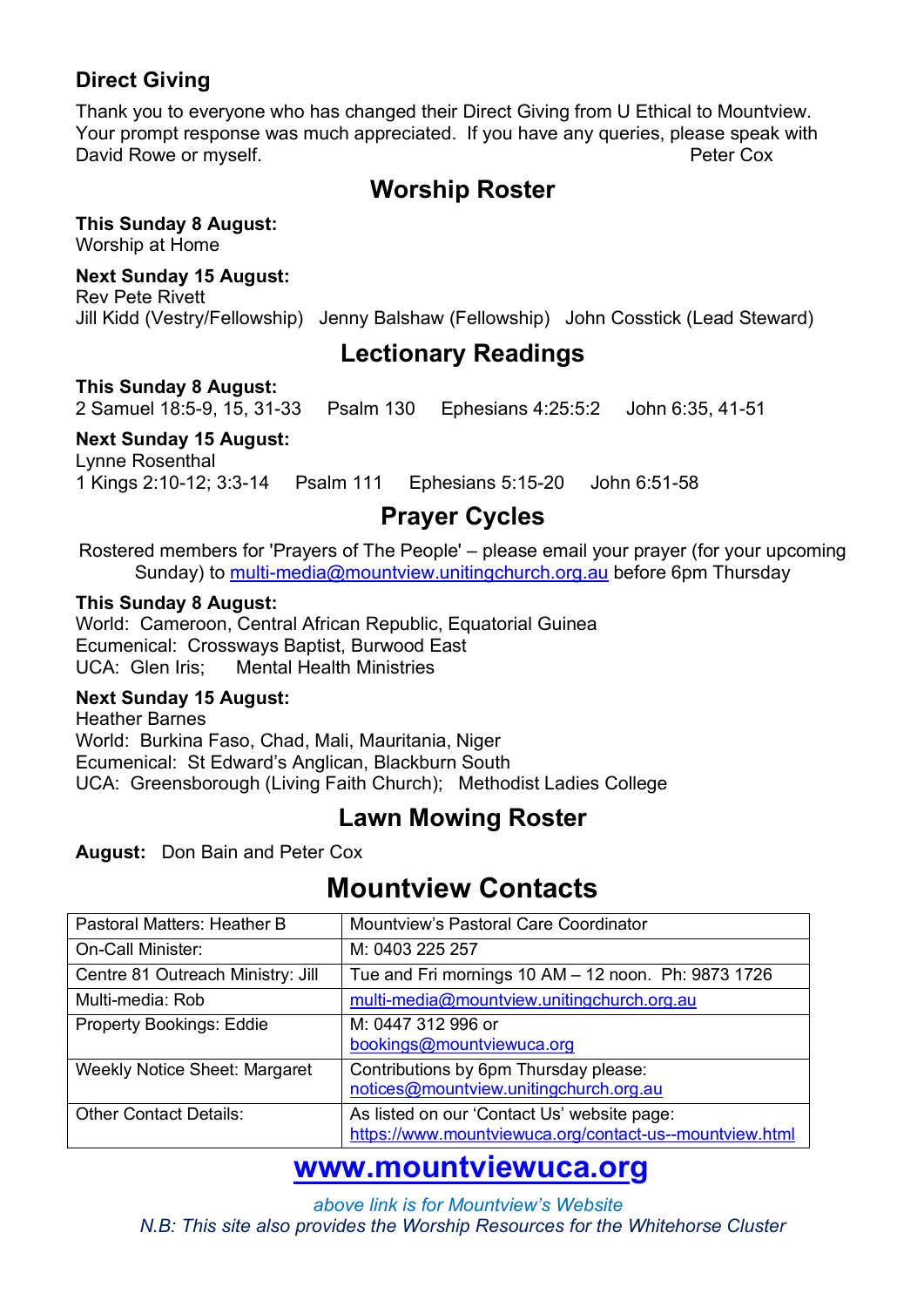### Direct Giving

Thank you to everyone who has changed their Direct Giving from U Ethical to Mountview. Your prompt response was much appreciated. If you have any queries, please speak with David Rowe or myself. Peter Cox

## Worship Roster

**This Sunday 8 August:**
Worship at Home

**Next Sunday 15 August:**
Rev Pete Rivett
Jill Kidd (Vestry/Fellowship) Jenny Balshaw (Fellowship) John Cosstick (Lead Steward)

## Lectionary Readings

**This Sunday 8 August:**
2 Samuel 18:5-9, 15, 31-33 Psalm 130 Ephesians 4:25:5:2 John 6:35, 41-51

**Next Sunday 15 August:**
Lynne Rosenthal
1 Kings 2:10-12; 3:3-14 Psalm 111 Ephesians 5:15-20 John 6:51-58

## Prayer Cycles

Rostered members for 'Prayers of The People' – please email your prayer (for your upcoming Sunday) to multi-media@mountview.unitingchurch.org.au before 6pm Thursday

**This Sunday 8 August:**
World: Cameroon, Central African Republic, Equatorial Guinea
Ecumenical: Crossways Baptist, Burwood East
UCA: Glen Iris; Mental Health Ministries

**Next Sunday 15 August:**
Heather Barnes
World: Burkina Faso, Chad, Mali, Mauritania, Niger
Ecumenical: St Edward's Anglican, Blackburn South
UCA: Greensborough (Living Faith Church); Methodist Ladies College

## Lawn Mowing Roster

**August:** Don Bain and Peter Cox

## Mountview Contacts

| | |
|---|---|
| Pastoral Matters: Heather B | Mountview's Pastoral Care Coordinator |
| On-Call Minister: | M: 0403 225 257 |
| Centre 81 Outreach Ministry: Jill | Tue and Fri mornings 10 AM – 12 noon. Ph: 9873 1726 |
| Multi-media: Rob | multi-media@mountview.unitingchurch.org.au |
| Property Bookings: Eddie | M: 0447 312 996 or bookings@mountviewuca.org |
| Weekly Notice Sheet: Margaret | Contributions by 6pm Thursday please: notices@mountview.unitingchurch.org.au |
| Other Contact Details: | As listed on our 'Contact Us' website page: https://www.mountviewuca.org/contact-us--mountview.html |

## www.mountviewuca.org

*above link is for Mountview's Website*
*N.B: This site also provides the Worship Resources for the Whitehorse Cluster*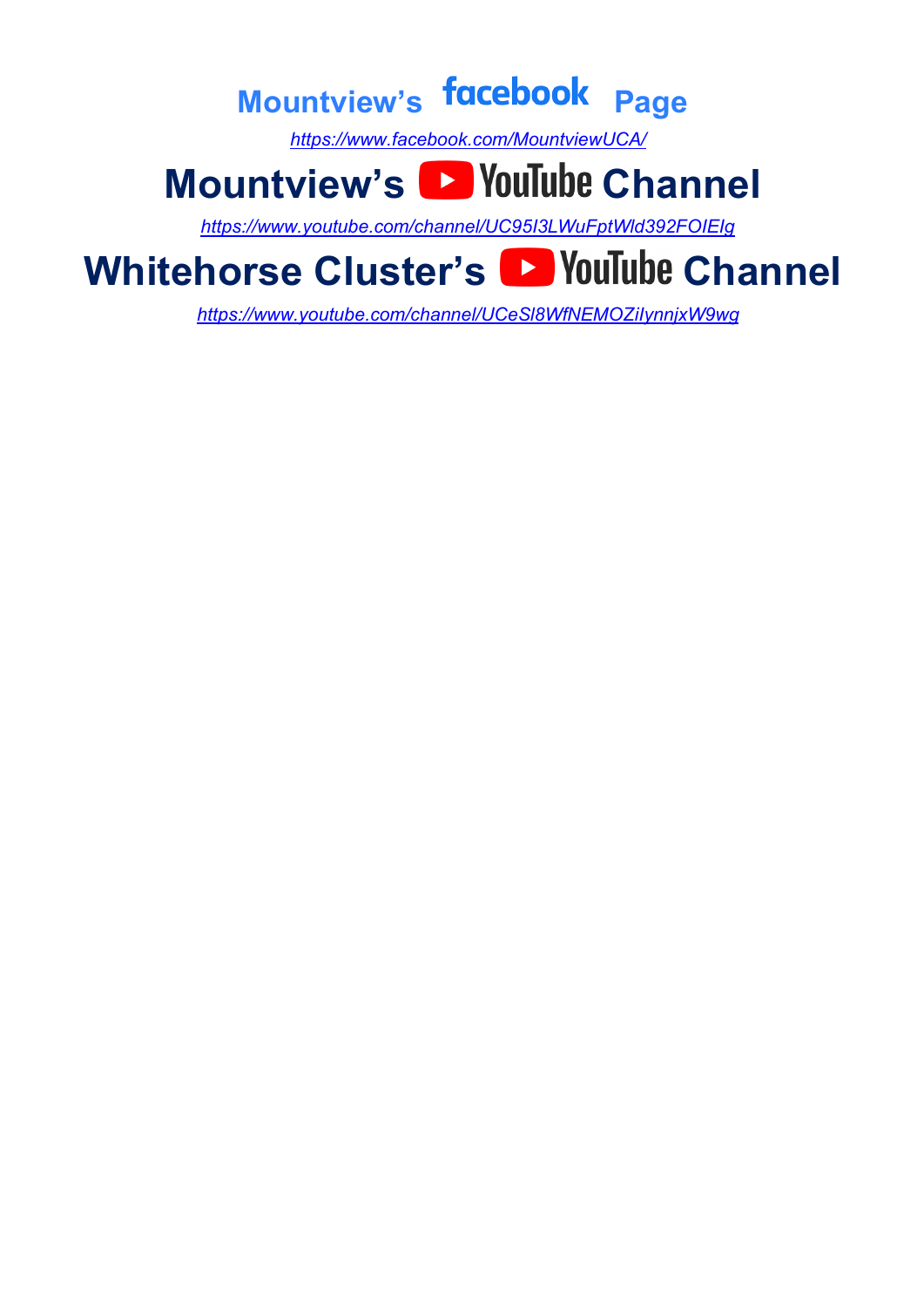## Mountview's facebook Page

*https://www.facebook.com/MountviewUCA/*

## Mountview's YouTube Channel

*https://www.youtube.com/channel/UC95I3LWuFptWld392FOIElg*

## Whitehorse Cluster's YouTube Channel

*https://www.youtube.com/channel/UCeSl8WfNEMOZiIynnjxW9wg*